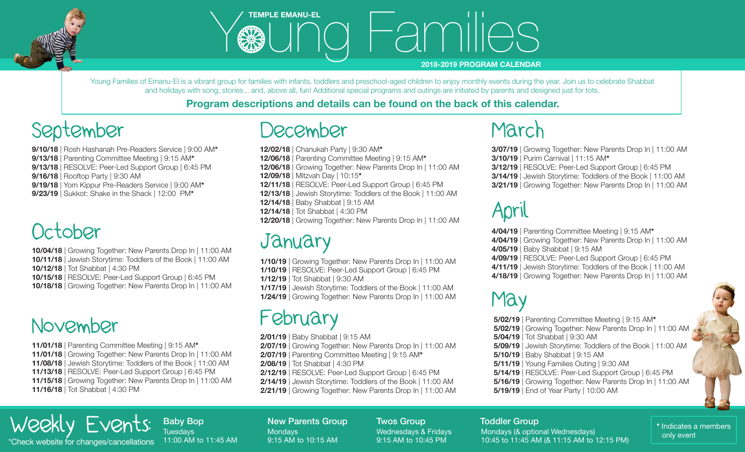# TEMPLE EMANU-EL Young Families

**2018-2019 PROGRAM CALENDAR**

Young Families of Emanu-El is a vibrant group for families with infants, toddlers and preschool-aged children to enjoy monthly events during the year. Join us to celebrate Shabbat and holidays with song, stories... and, above all, fun! Additional special programs and outings are initiated by parents and designed just for tots.

**Program descriptions and details can be found on the back of this calendar.**

## September

**9/10/18** | Rosh Hashanah Pre-Readers Service | 9:00 AM*
**9/13/18** | Parenting Committee Meeting | 9:15 AM*
**9/13/18** | RESOLVE: Peer-Led Support Group | 6:45 PM
**9/16/18** | Rooftop Party | 9:30 AM
**9/19/18** | Yom Kippur Pre-Readers Service | 9:00 AM*
**9/23/19** | Sukkot: Shake in the Shack | 12:00 PM*

## October

**10/04/18** | Growing Together: New Parents Drop In | 11:00 AM
**10/11/18** | Jewish Storytime: Toddlers of the Book | 11:00 AM
**10/12/18** | Tot Shabbat | 4:30 PM
**10/15/18** | RESOLVE: Peer-Led Support Group | 6:45 PM
**10/18/18** | Growing Together: New Parents Drop In | 11:00 AM

## November

**11/01/18** | Parenting Committee Meeting | 9:15 AM*
**11/01/18** | Growing Together: New Parents Drop In | 11:00 AM
**11/08/18** | Jewish Storytime: Toddlers of the Book | 11:00 AM
**11/13/18** | RESOLVE: Peer-Led Support Group | 6:45 PM
**11/15/18** | Growing Together: New Parents Drop In | 11:00 AM
**11/16/18** | Tot Shabbat | 4:30 PM

## December

**12/02/18** | Chanukah Party | 9:30 AM*
**12/06/18** | Parenting Committee Meeting | 9:15 AM*
**12/06/18** | Growing Together: New Parents Drop In | 11:00 AM
**12/09/18** | Mitzvah Day | 10:15*
**12/11/18** | RESOLVE: Peer-Led Support Group | 6:45 PM
**12/13/18** | Jewish Storytime: Toddlers of the Book | 11:00 AM
**12/14/18** | Baby Shabbat | 9:15 AM
**12/14/18** | Tot Shabbat | 4:30 PM
**12/20/18** | Growing Together: New Parents Drop In | 11:00 AM

## January

**1/10/19** | Growing Together: New Parents Drop In | 11:00 AM
**1/10/19** | RESOLVE: Peer-Led Support Group | 6:45 PM
**1/12/19** | Tot Shabbat | 9:30 AM
**1/17/19** | Jewish Storytime: Toddlers of the Book | 11:00 AM
**1/24/19** | Growing Together: New Parents Drop In | 11:00 AM

## February

**2/01/19** | Baby Shabbat | 9:15 AM
**2/07/19** | Growing Together: New Parents Drop In | 11:00 AM
**2/07/19** | Parenting Committee Meeting | 9:15 AM*
**2/08/19** | Tot Shabbat | 4:30 PM
**2/12/19** | RESOLVE: Peer-Led Support Group | 6:45 PM
**2/14/19** | Jewish Storytime: Toddlers of the Book | 11:00 AM
**2/21/19** | Growing Together: New Parents Drop In | 11:00 AM

## March

**3/07/19** | Growing Together: New Parents Drop In | 11:00 AM
**3/10/19** | Purim Carnival | 11:15 AM*
**3/12/19** | RESOLVE: Peer-Led Support Group | 6:45 PM
**3/14/19** | Jewish Storytime: Toddlers of the Book | 11:00 AM
**3/21/19** | Growing Together: New Parents Drop In | 11:00 AM

## April

**4/04/19** | Parenting Committee Meeting | 9:15 AM*
**4/04/19** | Growing Together: New Parents Drop In | 11:00 AM
**4/05/19** | Baby Shabbat | 9:15 AM
**4/09/19** | RESOLVE: Peer-Led Support Group | 6:45 PM
**4/11/19** | Jewish Storytime: Toddlers of the Book | 11:00 AM
**4/18/19** | Growing Together: New Parents Drop In | 11:00 AM

## May

**5/02/19** | Parenting Committee Meeting | 9:15 AM*
**5/02/19** | Growing Together: New Parents Drop In | 11:00 AM
**5/04/19** | Tot Shabbat | 9:30 AM
**5/09/19** | Jewish Storytime: Toddlers of the Book | 11:00 AM
**5/10/19** | Baby Shabbat | 9:15 AM
**5/11/19** | Young Families Outing | 9:30 AM
**5/14/19** | RESOLVE: Peer-Led Support Group | 6:45 PM
**5/16/19** | Growing Together: New Parents Drop In | 11:00 AM
**5/19/19** | End of Year Party | 10:00 AM

## Weekly Events:

*Check website for changes/cancellations

**Baby Bop**
Tuesdays
11:00 AM to 11:45 AM

**New Parents Group**
Mondays
9:15 AM to 10:15 AM

**Twos Group**
Wednesdays & Fridays
9:15 AM to 10:45 PM

**Toddler Group**
Mondays (& optional Wednesdays)
10:45 to 11:45 AM (& 11:15 AM to 12:15 PM)

\* Indicates a members only event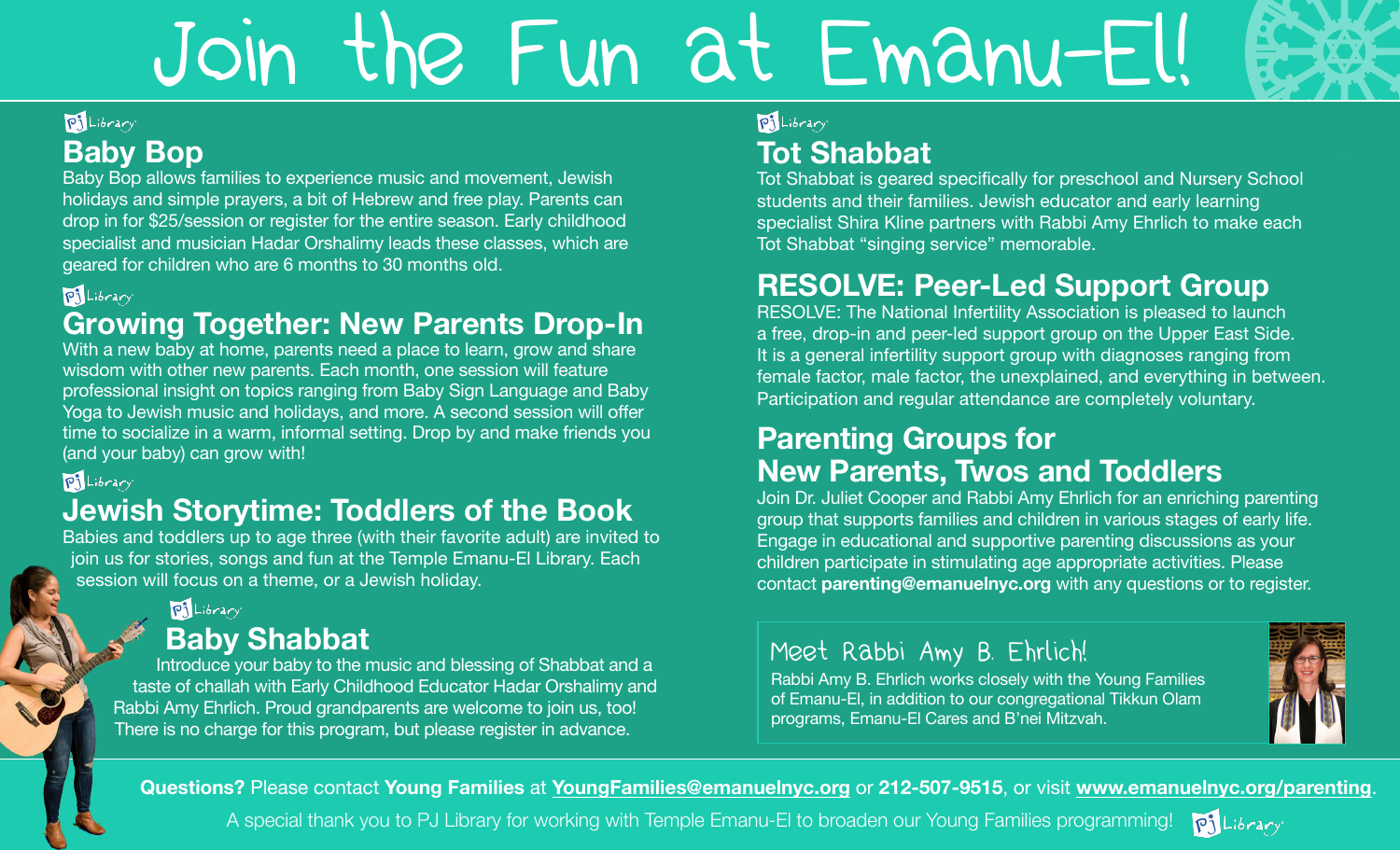# Join the Fun at Emanu-El!

PJ Library

## Baby Bop

Baby Bop allows families to experience music and movement, Jewish holidays and simple prayers, a bit of Hebrew and free play. Parents can drop in for $25/session or register for the entire season. Early childhood specialist and musician Hadar Orshalimy leads these classes, which are geared for children who are 6 months to 30 months old.

PJ Library

## Growing Together: New Parents Drop-In

With a new baby at home, parents need a place to learn, grow and share wisdom with other new parents. Each month, one session will feature professional insight on topics ranging from Baby Sign Language and Baby Yoga to Jewish music and holidays, and more. A second session will offer time to socialize in a warm, informal setting. Drop by and make friends you (and your baby) can grow with!

PJ Library

## Jewish Storytime: Toddlers of the Book

Babies and toddlers up to age three (with their favorite adult) are invited to join us for stories, songs and fun at the Temple Emanu-El Library. Each session will focus on a theme, or a Jewish holiday.

PJ Library

## Baby Shabbat

Introduce your baby to the music and blessing of Shabbat and a taste of challah with Early Childhood Educator Hadar Orshalimy and Rabbi Amy Ehrlich. Proud grandparents are welcome to join us, too! There is no charge for this program, but please register in advance.

PJ Library

## Tot Shabbat

Tot Shabbat is geared specifically for preschool and Nursery School students and their families. Jewish educator and early learning specialist Shira Kline partners with Rabbi Amy Ehrlich to make each Tot Shabbat "singing service" memorable.

## RESOLVE: Peer-Led Support Group

RESOLVE: The National Infertility Association is pleased to launch a free, drop-in and peer-led support group on the Upper East Side. It is a general infertility support group with diagnoses ranging from female factor, male factor, the unexplained, and everything in between. Participation and regular attendance are completely voluntary.

## Parenting Groups for New Parents, Twos and Toddlers

Join Dr. Juliet Cooper and Rabbi Amy Ehrlich for an enriching parenting group that supports families and children in various stages of early life. Engage in educational and supportive parenting discussions as your children participate in stimulating age appropriate activities. Please contact **parenting@emanuelnyc.org** with any questions or to register.

### Meet Rabbi Amy B. Ehrlich!

Rabbi Amy B. Ehrlich works closely with the Young Families of Emanu-El, in addition to our congregational Tikkun Olam programs, Emanu-El Cares and B'nei Mitzvah.

**Questions?** Please contact **Young Families** at **YoungFamilies@emanuelnyc.org** or **212-507-9515**, or visit **www.emanuelnyc.org/parenting**.

A special thank you to PJ Library for working with Temple Emanu-El to broaden our Young Families programming! PJ Library